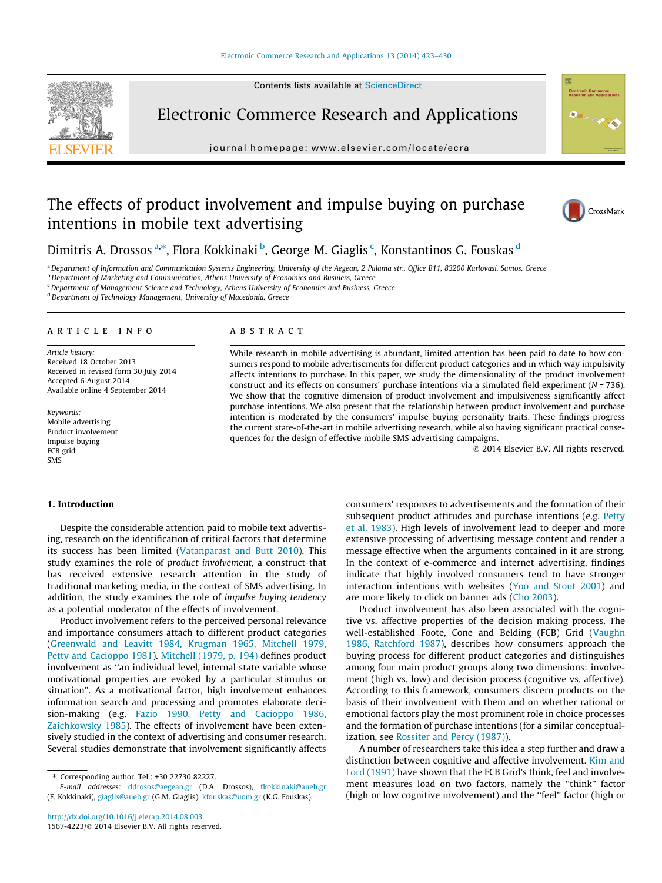# The effects of product involvement and impulse buying on purchase intentions in mobile text advertising

Dimitris A. Drossos [a,*], Flora Kokkinaki [b], George M. Giaglis [c], Konstantinos G. Fouskas [d]

[a] Department of Information and Communication Systems Engineering, University of the Aegean, 2 Palama str., Office B11, 83200 Karlovasi, Samos, Greece
[b] Department of Marketing and Communication, Athens University of Economics and Business, Greece
[c] Department of Management Science and Technology, Athens University of Economics and Business, Greece
[d] Department of Technology Management, University of Macedonia, Greece

## ARTICLE INFO

*Article history:*
Received 18 October 2013
Received in revised form 30 July 2014
Accepted 6 August 2014
Available online 4 September 2014

*Keywords:*
Mobile advertising
Product involvement
Impulse buying
FCB grid
SMS

## ABSTRACT

While research in mobile advertising is abundant, limited attention has been paid to date to how consumers respond to mobile advertisements for different product categories and in which way impulsivity affects intentions to purchase. In this paper, we study the dimensionality of the product involvement construct and its effects on consumers' purchase intentions via a simulated field experiment ($N = 736$). We show that the cognitive dimension of product involvement and impulsiveness significantly affect purchase intentions. We also present that the relationship between product involvement and purchase intention is moderated by the consumers' impulse buying personality traits. These findings progress the current state-of-the-art in mobile advertising research, while also having significant practical consequences for the design of effective mobile SMS advertising campaigns.

© 2014 Elsevier B.V. All rights reserved.

## 1. Introduction

Despite the considerable attention paid to mobile text advertising, research on the identification of critical factors that determine its success has been limited (Vatanparast and Butt 2010). This study examines the role of *product involvement*, a construct that has received extensive research attention in the study of traditional marketing media, in the context of SMS advertising. In addition, the study examines the role of *impulse buying tendency* as a potential moderator of the effects of involvement.

Product involvement refers to the perceived personal relevance and importance consumers attach to different product categories (Greenwald and Leavitt 1984, Krugman 1965, Mitchell 1979, Petty and Cacioppo 1981). Mitchell (1979, p. 194) defines product involvement as "an individual level, internal state variable whose motivational properties are evoked by a particular stimulus or situation". As a motivational factor, high involvement enhances information search and processing and promotes elaborate decision-making (e.g. Fazio 1990, Petty and Cacioppo 1986, Zaichkowsky 1985). The effects of involvement have been extensively studied in the context of advertising and consumer research. Several studies demonstrate that involvement significantly affects consumers' responses to advertisements and the formation of their subsequent product attitudes and purchase intentions (e.g. Petty et al. 1983). High levels of involvement lead to deeper and more extensive processing of advertising message content and render a message effective when the arguments contained in it are strong. In the context of e-commerce and internet advertising, findings indicate that highly involved consumers tend to have stronger interaction intentions with websites (Yoo and Stout 2001) and are more likely to click on banner ads (Cho 2003).

Product involvement has also been associated with the cognitive vs. affective properties of the decision making process. The well-established Foote, Cone and Belding (FCB) Grid (Vaughn 1986, Ratchford 1987), describes how consumers approach the buying process for different product categories and distinguishes among four main product groups along two dimensions: involvement (high vs. low) and decision process (cognitive vs. affective). According to this framework, consumers discern products on the basis of their involvement with them and on whether rational or emotional factors play the most prominent role in choice processes and the formation of purchase intentions (for a similar conceptualization, see Rossiter and Percy (1987)).

A number of researchers take this idea a step further and draw a distinction between cognitive and affective involvement. Kim and Lord (1991) have shown that the FCB Grid's think, feel and involvement measures load on two factors, namely the "think" factor (high or low cognitive involvement) and the "feel" factor (high or

* Corresponding author. Tel.: +30 22730 82227.
E-mail addresses: ddrosos@aegean.gr (D.A. Drossos), fkokkinaki@aueb.gr (F. Kokkinaki), giaglis@aueb.gr (G.M. Giaglis), kfouskas@uom.gr (K.G. Fouskas).

http://dx.doi.org/10.1016/j.elerap.2014.08.003
1567-4223/© 2014 Elsevier B.V. All rights reserved.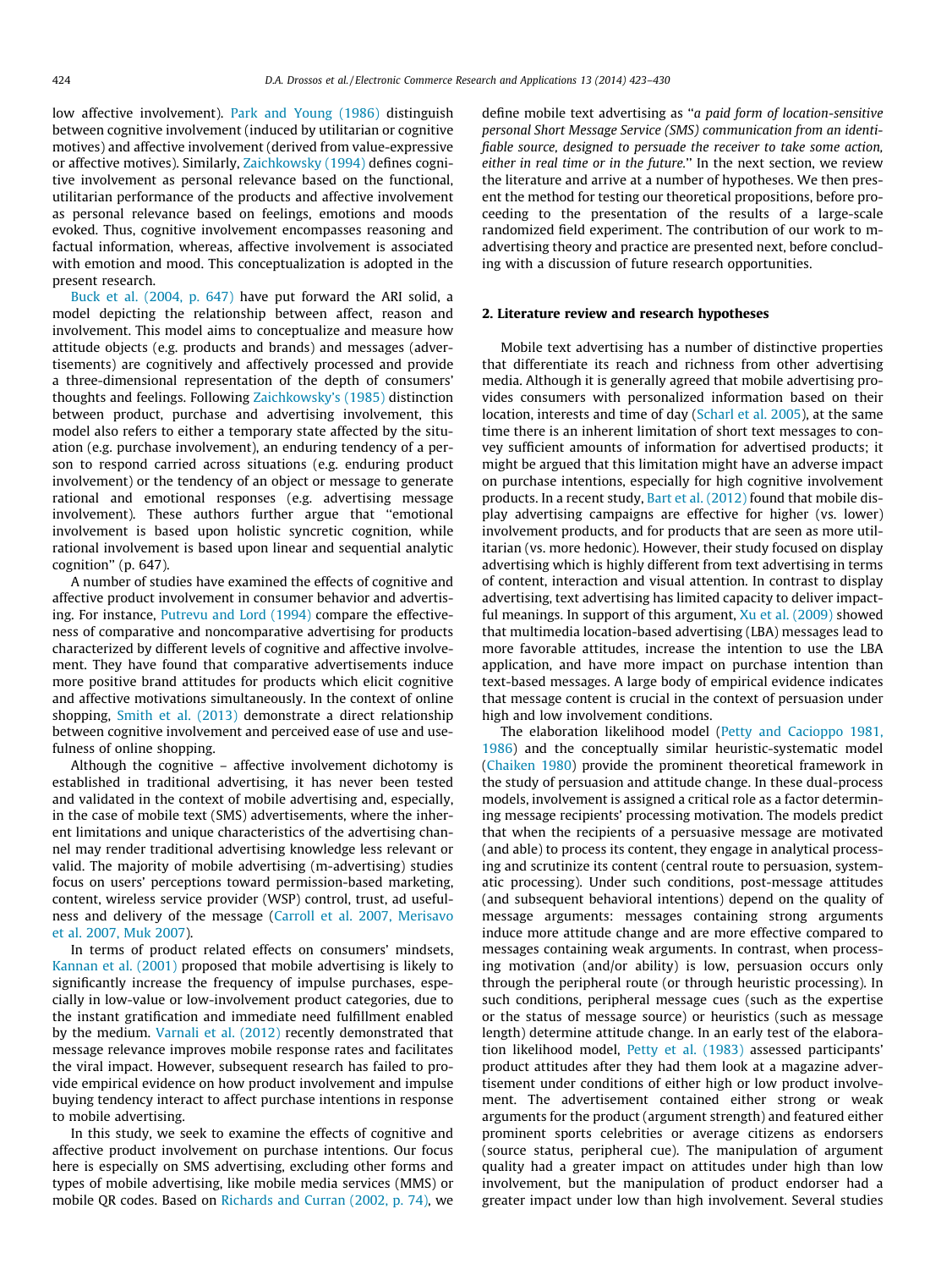low affective involvement). Park and Young (1986) distinguish between cognitive involvement (induced by utilitarian or cognitive motives) and affective involvement (derived from value-expressive or affective motives). Similarly, Zaichkowsky (1994) defines cognitive involvement as personal relevance based on the functional, utilitarian performance of the products and affective involvement as personal relevance based on feelings, emotions and moods evoked. Thus, cognitive involvement encompasses reasoning and factual information, whereas, affective involvement is associated with emotion and mood. This conceptualization is adopted in the present research.

Buck et al. (2004, p. 647) have put forward the ARI solid, a model depicting the relationship between affect, reason and involvement. This model aims to conceptualize and measure how attitude objects (e.g. products and brands) and messages (advertisements) are cognitively and affectively processed and provide a three-dimensional representation of the depth of consumers' thoughts and feelings. Following Zaichkowsky's (1985) distinction between product, purchase and advertising involvement, this model also refers to either a temporary state affected by the situation (e.g. purchase involvement), an enduring tendency of a person to respond carried across situations (e.g. enduring product involvement) or the tendency of an object or message to generate rational and emotional responses (e.g. advertising message involvement). These authors further argue that "emotional involvement is based upon holistic syncretic cognition, while rational involvement is based upon linear and sequential analytic cognition" (p. 647).

A number of studies have examined the effects of cognitive and affective product involvement in consumer behavior and advertising. For instance, Putrevu and Lord (1994) compare the effectiveness of comparative and noncomparative advertising for products characterized by different levels of cognitive and affective involvement. They have found that comparative advertisements induce more positive brand attitudes for products which elicit cognitive and affective motivations simultaneously. In the context of online shopping, Smith et al. (2013) demonstrate a direct relationship between cognitive involvement and perceived ease of use and usefulness of online shopping.

Although the cognitive – affective involvement dichotomy is established in traditional advertising, it has never been tested and validated in the context of mobile advertising and, especially, in the case of mobile text (SMS) advertisements, where the inherent limitations and unique characteristics of the advertising channel may render traditional advertising knowledge less relevant or valid. The majority of mobile advertising (m-advertising) studies focus on users' perceptions toward permission-based marketing, content, wireless service provider (WSP) control, trust, ad usefulness and delivery of the message (Carroll et al. 2007, Merisavo et al. 2007, Muk 2007).

In terms of product related effects on consumers' mindsets, Kannan et al. (2001) proposed that mobile advertising is likely to significantly increase the frequency of impulse purchases, especially in low-value or low-involvement product categories, due to the instant gratification and immediate need fulfillment enabled by the medium. Varnali et al. (2012) recently demonstrated that message relevance improves mobile response rates and facilitates the viral impact. However, subsequent research has failed to provide empirical evidence on how product involvement and impulse buying tendency interact to affect purchase intentions in response to mobile advertising.

In this study, we seek to examine the effects of cognitive and affective product involvement on purchase intentions. Our focus here is especially on SMS advertising, excluding other forms and types of mobile advertising, like mobile media services (MMS) or mobile QR codes. Based on Richards and Curran (2002, p. 74), we define mobile text advertising as "*a paid form of location-sensitive personal Short Message Service (SMS) communication from an identifiable source, designed to persuade the receiver to take some action, either in real time or in the future.*" In the next section, we review the literature and arrive at a number of hypotheses. We then present the method for testing our theoretical propositions, before proceeding to the presentation of the results of a large-scale randomized field experiment. The contribution of our work to m-advertising theory and practice are presented next, before concluding with a discussion of future research opportunities.

## 2. Literature review and research hypotheses

Mobile text advertising has a number of distinctive properties that differentiate its reach and richness from other advertising media. Although it is generally agreed that mobile advertising provides consumers with personalized information based on their location, interests and time of day (Scharl et al. 2005), at the same time there is an inherent limitation of short text messages to convey sufficient amounts of information for advertised products; it might be argued that this limitation might have an adverse impact on purchase intentions, especially for high cognitive involvement products. In a recent study, Bart et al. (2012) found that mobile display advertising campaigns are effective for higher (vs. lower) involvement products, and for products that are seen as more utilitarian (vs. more hedonic). However, their study focused on display advertising which is highly different from text advertising in terms of content, interaction and visual attention. In contrast to display advertising, text advertising has limited capacity to deliver impactful meanings. In support of this argument, Xu et al. (2009) showed that multimedia location-based advertising (LBA) messages lead to more favorable attitudes, increase the intention to use the LBA application, and have more impact on purchase intention than text-based messages. A large body of empirical evidence indicates that message content is crucial in the context of persuasion under high and low involvement conditions.

The elaboration likelihood model (Petty and Cacioppo 1981, 1986) and the conceptually similar heuristic-systematic model (Chaiken 1980) provide the prominent theoretical framework in the study of persuasion and attitude change. In these dual-process models, involvement is assigned a critical role as a factor determining message recipients' processing motivation. The models predict that when the recipients of a persuasive message are motivated (and able) to process its content, they engage in analytical processing and scrutinize its content (central route to persuasion, systematic processing). Under such conditions, post-message attitudes (and subsequent behavioral intentions) depend on the quality of message arguments: messages containing strong arguments induce more attitude change and are more effective compared to messages containing weak arguments. In contrast, when processing motivation (and/or ability) is low, persuasion occurs only through the peripheral route (or through heuristic processing). In such conditions, peripheral message cues (such as the expertise or the status of message source) or heuristics (such as message length) determine attitude change. In an early test of the elaboration likelihood model, Petty et al. (1983) assessed participants' product attitudes after they had them look at a magazine advertisement under conditions of either high or low product involvement. The advertisement contained either strong or weak arguments for the product (argument strength) and featured either prominent sports celebrities or average citizens as endorsers (source status, peripheral cue). The manipulation of argument quality had a greater impact on attitudes under high than low involvement, but the manipulation of product endorser had a greater impact under low than high involvement. Several studies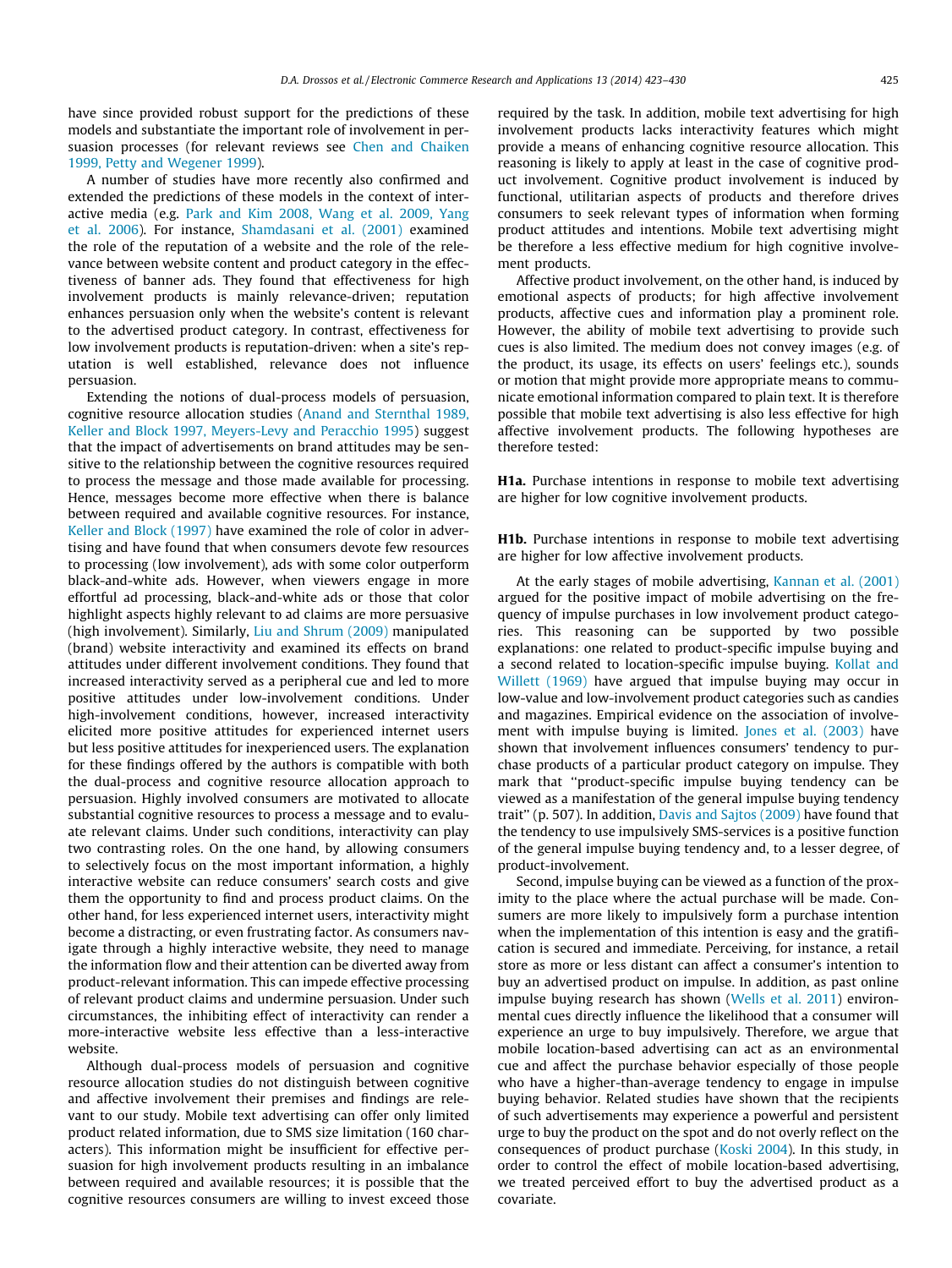have since provided robust support for the predictions of these models and substantiate the important role of involvement in persuasion processes (for relevant reviews see Chen and Chaiken 1999, Petty and Wegener 1999).

A number of studies have more recently also confirmed and extended the predictions of these models in the context of interactive media (e.g. Park and Kim 2008, Wang et al. 2009, Yang et al. 2006). For instance, Shamdasani et al. (2001) examined the role of the reputation of a website and the role of the relevance between website content and product category in the effectiveness of banner ads. They found that effectiveness for high involvement products is mainly relevance-driven; reputation enhances persuasion only when the website's content is relevant to the advertised product category. In contrast, effectiveness for low involvement products is reputation-driven: when a site's reputation is well established, relevance does not influence persuasion.

Extending the notions of dual-process models of persuasion, cognitive resource allocation studies (Anand and Sternthal 1989, Keller and Block 1997, Meyers-Levy and Peracchio 1995) suggest that the impact of advertisements on brand attitudes may be sensitive to the relationship between the cognitive resources required to process the message and those made available for processing. Hence, messages become more effective when there is balance between required and available cognitive resources. For instance, Keller and Block (1997) have examined the role of color in advertising and have found that when consumers devote few resources to processing (low involvement), ads with some color outperform black-and-white ads. However, when viewers engage in more effortful ad processing, black-and-white ads or those that color highlight aspects highly relevant to ad claims are more persuasive (high involvement). Similarly, Liu and Shrum (2009) manipulated (brand) website interactivity and examined its effects on brand attitudes under different involvement conditions. They found that increased interactivity served as a peripheral cue and led to more positive attitudes under low-involvement conditions. Under high-involvement conditions, however, increased interactivity elicited more positive attitudes for experienced internet users but less positive attitudes for inexperienced users. The explanation for these findings offered by the authors is compatible with both the dual-process and cognitive resource allocation approach to persuasion. Highly involved consumers are motivated to allocate substantial cognitive resources to process a message and to evaluate relevant claims. Under such conditions, interactivity can play two contrasting roles. On the one hand, by allowing consumers to selectively focus on the most important information, a highly interactive website can reduce consumers' search costs and give them the opportunity to find and process product claims. On the other hand, for less experienced internet users, interactivity might become a distracting, or even frustrating factor. As consumers navigate through a highly interactive website, they need to manage the information flow and their attention can be diverted away from product-relevant information. This can impede effective processing of relevant product claims and undermine persuasion. Under such circumstances, the inhibiting effect of interactivity can render a more-interactive website less effective than a less-interactive website.

Although dual-process models of persuasion and cognitive resource allocation studies do not distinguish between cognitive and affective involvement their premises and findings are relevant to our study. Mobile text advertising can offer only limited product related information, due to SMS size limitation (160 characters). This information might be insufficient for effective persuasion for high involvement products resulting in an imbalance between required and available resources; it is possible that the cognitive resources consumers are willing to invest exceed those required by the task. In addition, mobile text advertising for high involvement products lacks interactivity features which might provide a means of enhancing cognitive resource allocation. This reasoning is likely to apply at least in the case of cognitive product involvement. Cognitive product involvement is induced by functional, utilitarian aspects of products and therefore drives consumers to seek relevant types of information when forming product attitudes and intentions. Mobile text advertising might be therefore a less effective medium for high cognitive involvement products.

Affective product involvement, on the other hand, is induced by emotional aspects of products; for high affective involvement products, affective cues and information play a prominent role. However, the ability of mobile text advertising to provide such cues is also limited. The medium does not convey images (e.g. of the product, its usage, its effects on users' feelings etc.), sounds or motion that might provide more appropriate means to communicate emotional information compared to plain text. It is therefore possible that mobile text advertising is also less effective for high affective involvement products. The following hypotheses are therefore tested:

**H1a.** Purchase intentions in response to mobile text advertising are higher for low cognitive involvement products.

**H1b.** Purchase intentions in response to mobile text advertising are higher for low affective involvement products.

At the early stages of mobile advertising, Kannan et al. (2001) argued for the positive impact of mobile advertising on the frequency of impulse purchases in low involvement product categories. This reasoning can be supported by two possible explanations: one related to product-specific impulse buying and a second related to location-specific impulse buying. Kollat and Willett (1969) have argued that impulse buying may occur in low-value and low-involvement product categories such as candies and magazines. Empirical evidence on the association of involvement with impulse buying is limited. Jones et al. (2003) have shown that involvement influences consumers' tendency to purchase products of a particular product category on impulse. They mark that "product-specific impulse buying tendency can be viewed as a manifestation of the general impulse buying tendency trait" (p. 507). In addition, Davis and Sajtos (2009) have found that the tendency to use impulsively SMS-services is a positive function of the general impulse buying tendency and, to a lesser degree, of product-involvement.

Second, impulse buying can be viewed as a function of the proximity to the place where the actual purchase will be made. Consumers are more likely to impulsively form a purchase intention when the implementation of this intention is easy and the gratification is secured and immediate. Perceiving, for instance, a retail store as more or less distant can affect a consumer's intention to buy an advertised product on impulse. In addition, as past online impulse buying research has shown (Wells et al. 2011) environmental cues directly influence the likelihood that a consumer will experience an urge to buy impulsively. Therefore, we argue that mobile location-based advertising can act as an environmental cue and affect the purchase behavior especially of those people who have a higher-than-average tendency to engage in impulse buying behavior. Related studies have shown that the recipients of such advertisements may experience a powerful and persistent urge to buy the product on the spot and do not overly reflect on the consequences of product purchase (Koski 2004). In this study, in order to control the effect of mobile location-based advertising, we treated perceived effort to buy the advertised product as a covariate.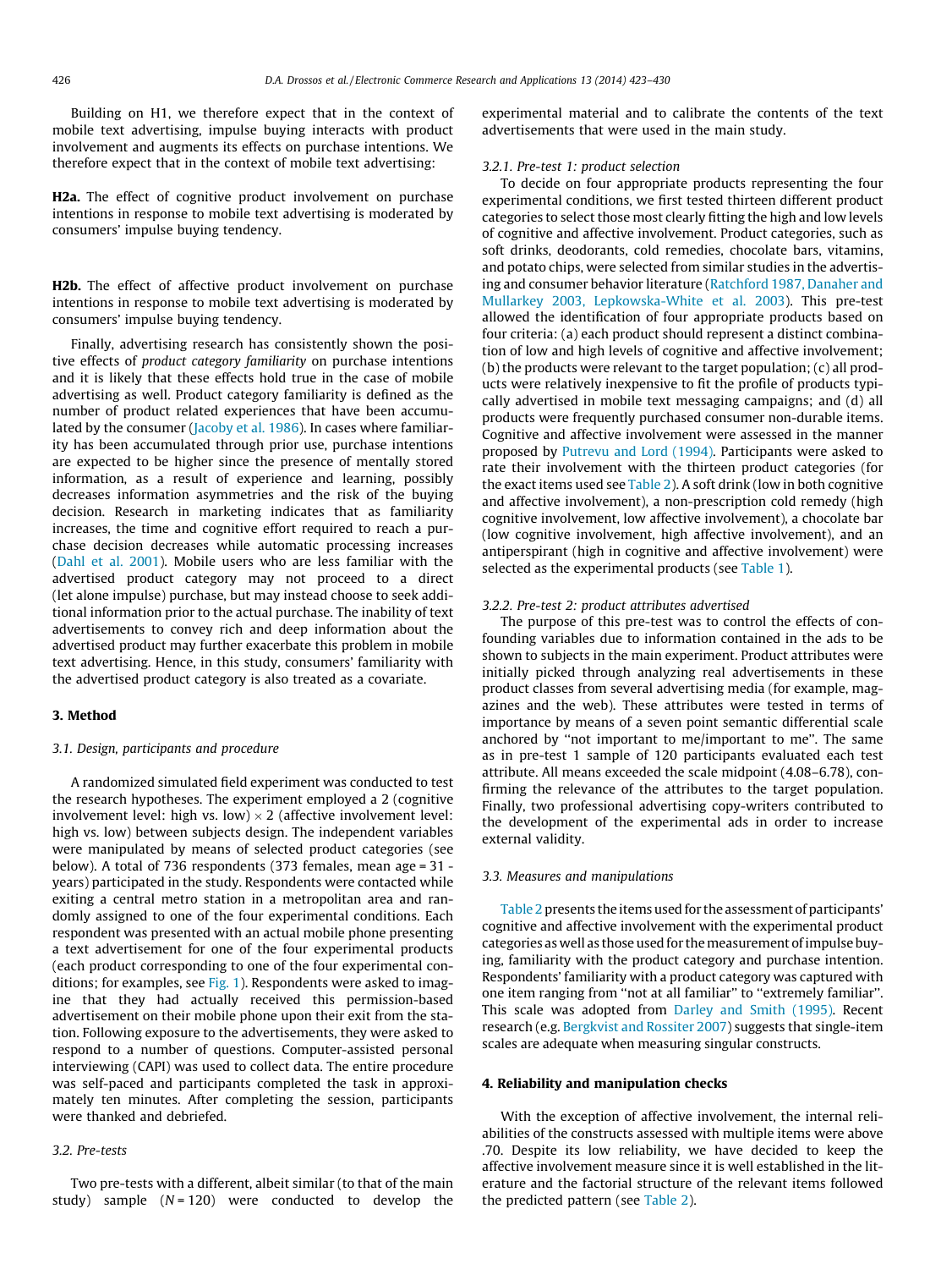Building on H1, we therefore expect that in the context of mobile text advertising, impulse buying interacts with product involvement and augments its effects on purchase intentions. We therefore expect that in the context of mobile text advertising:

**H2a.** The effect of cognitive product involvement on purchase intentions in response to mobile text advertising is moderated by consumers' impulse buying tendency.

**H2b.** The effect of affective product involvement on purchase intentions in response to mobile text advertising is moderated by consumers' impulse buying tendency.

Finally, advertising research has consistently shown the positive effects of *product category familiarity* on purchase intentions and it is likely that these effects hold true in the case of mobile advertising as well. Product category familiarity is defined as the number of product related experiences that have been accumulated by the consumer (Jacoby et al. 1986). In cases where familiarity has been accumulated through prior use, purchase intentions are expected to be higher since the presence of mentally stored information, as a result of experience and learning, possibly decreases information asymmetries and the risk of the buying decision. Research in marketing indicates that as familiarity increases, the time and cognitive effort required to reach a purchase decision decreases while automatic processing increases (Dahl et al. 2001). Mobile users who are less familiar with the advertised product category may not proceed to a direct (let alone impulse) purchase, but may instead choose to seek additional information prior to the actual purchase. The inability of text advertisements to convey rich and deep information about the advertised product may further exacerbate this problem in mobile text advertising. Hence, in this study, consumers' familiarity with the advertised product category is also treated as a covariate.

## 3. Method

### 3.1. Design, participants and procedure

A randomized simulated field experiment was conducted to test the research hypotheses. The experiment employed a 2 (cognitive involvement level: high vs. low) × 2 (affective involvement level: high vs. low) between subjects design. The independent variables were manipulated by means of selected product categories (see below). A total of 736 respondents (373 females, mean age = 31 years) participated in the study. Respondents were contacted while exiting a central metro station in a metropolitan area and randomly assigned to one of the four experimental conditions. Each respondent was presented with an actual mobile phone presenting a text advertisement for one of the four experimental products (each product corresponding to one of the four experimental conditions; for examples, see Fig. 1). Respondents were asked to imagine that they had actually received this permission-based advertisement on their mobile phone upon their exit from the station. Following exposure to the advertisements, they were asked to respond to a number of questions. Computer-assisted personal interviewing (CAPI) was used to collect data. The entire procedure was self-paced and participants completed the task in approximately ten minutes. After completing the session, participants were thanked and debriefed.

### 3.2. Pre-tests

Two pre-tests with a different, albeit similar (to that of the main study) sample ($N = 120$) were conducted to develop the experimental material and to calibrate the contents of the text advertisements that were used in the main study.

#### 3.2.1. Pre-test 1: product selection

To decide on four appropriate products representing the four experimental conditions, we first tested thirteen different product categories to select those most clearly fitting the high and low levels of cognitive and affective involvement. Product categories, such as soft drinks, deodorants, cold remedies, chocolate bars, vitamins, and potato chips, were selected from similar studies in the advertising and consumer behavior literature (Ratchford 1987, Danaher and Mullarkey 2003, Lepkowska-White et al. 2003). This pre-test allowed the identification of four appropriate products based on four criteria: (a) each product should represent a distinct combination of low and high levels of cognitive and affective involvement; (b) the products were relevant to the target population; (c) all products were relatively inexpensive to fit the profile of products typically advertised in mobile text messaging campaigns; and (d) all products were frequently purchased consumer non-durable items. Cognitive and affective involvement were assessed in the manner proposed by Putrevu and Lord (1994). Participants were asked to rate their involvement with the thirteen product categories (for the exact items used see Table 2). A soft drink (low in both cognitive and affective involvement), a non-prescription cold remedy (high cognitive involvement, low affective involvement), a chocolate bar (low cognitive involvement, high affective involvement), and an antiperspirant (high in cognitive and affective involvement) were selected as the experimental products (see Table 1).

#### 3.2.2. Pre-test 2: product attributes advertised

The purpose of this pre-test was to control the effects of confounding variables due to information contained in the ads to be shown to subjects in the main experiment. Product attributes were initially picked through analyzing real advertisements in these product classes from several advertising media (for example, magazines and the web). These attributes were tested in terms of importance by means of a seven point semantic differential scale anchored by "not important to me/important to me". The same as in pre-test 1 sample of 120 participants evaluated each test attribute. All means exceeded the scale midpoint (4.08–6.78), confirming the relevance of the attributes to the target population. Finally, two professional advertising copy-writers contributed to the development of the experimental ads in order to increase external validity.

### 3.3. Measures and manipulations

Table 2 presents the items used for the assessment of participants' cognitive and affective involvement with the experimental product categories as well as those used for the measurement of impulse buying, familiarity with the product category and purchase intention. Respondents' familiarity with a product category was captured with one item ranging from "not at all familiar" to "extremely familiar". This scale was adopted from Darley and Smith (1995). Recent research (e.g. Bergkvist and Rossiter 2007) suggests that single-item scales are adequate when measuring singular constructs.

## 4. Reliability and manipulation checks

With the exception of affective involvement, the internal reliabilities of the constructs assessed with multiple items were above .70. Despite its low reliability, we have decided to keep the affective involvement measure since it is well established in the literature and the factorial structure of the relevant items followed the predicted pattern (see Table 2).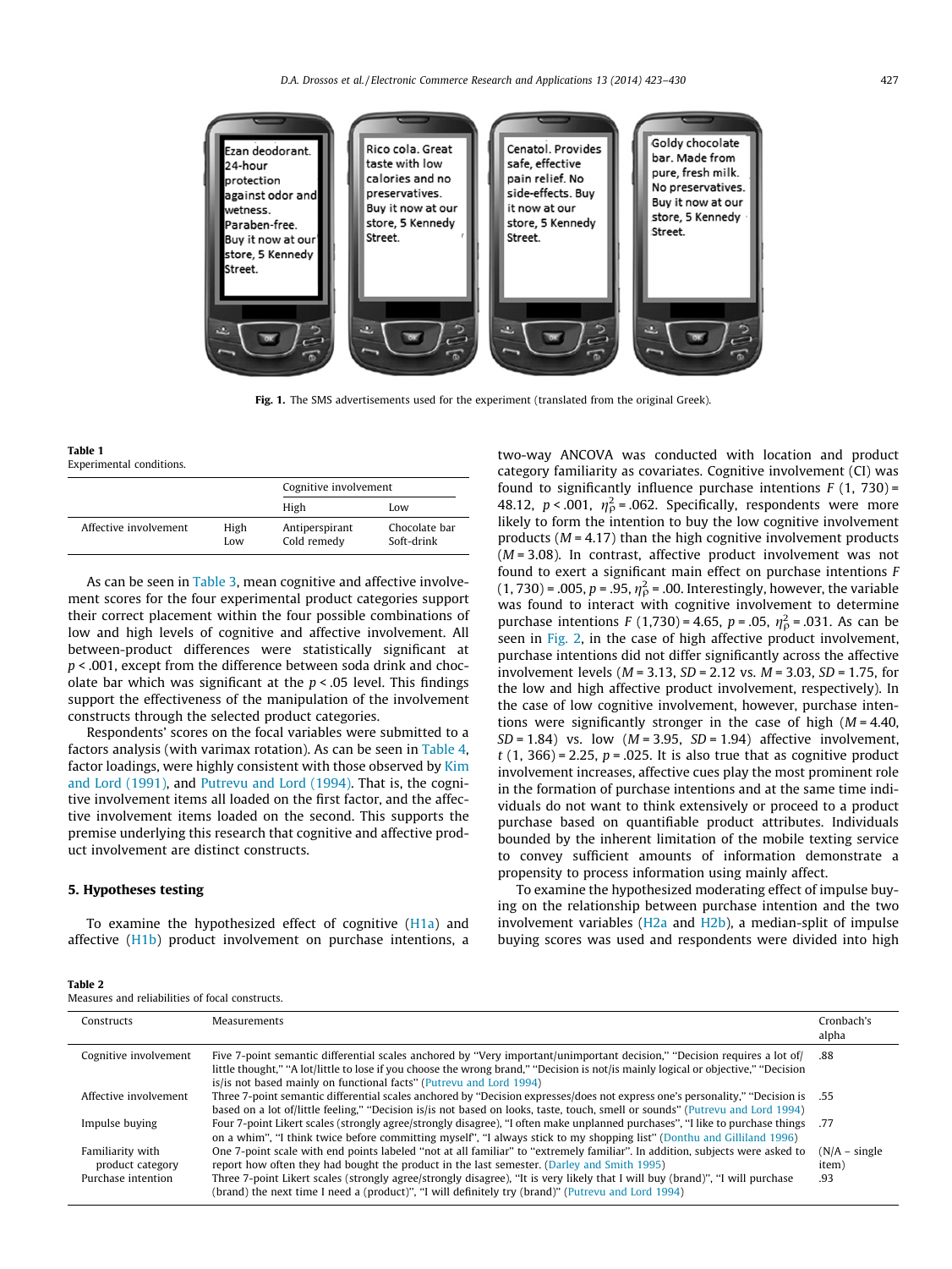Ezan deodorant. 24-hour protection against odor and wetness. Paraben-free. Buy it now at our store, 5 Kennedy Street.

Rico cola. Great taste with low calories and no preservatives. Buy it now at our store, 5 Kennedy Street.

Cenatol. Provides safe, effective pain relief. No side-effects. Buy it now at our store, 5 Kennedy Street.

Goldy chocolate bar. Made from pure, fresh milk. No preservatives. Buy it now at our store, 5 Kennedy Street.

**Fig. 1.** The SMS advertisements used for the experiment (translated from the original Greek).

**Table 1**
Experimental conditions.

| | | Cognitive involvement | |
|---|---|---|---|
| | | High | Low |
| Affective involvement | High | Antiperspirant | Chocolate bar |
| | Low | Cold remedy | Soft-drink |

As can be seen in Table 3, mean cognitive and affective involvement scores for the four experimental product categories support their correct placement within the four possible combinations of low and high levels of cognitive and affective involvement. All between-product differences were statistically significant at $p < .001$, except from the difference between soda drink and chocolate bar which was significant at the $p < .05$ level. This findings support the effectiveness of the manipulation of the involvement constructs through the selected product categories.

Respondents' scores on the focal variables were submitted to a factors analysis (with varimax rotation). As can be seen in Table 4, factor loadings, were highly consistent with those observed by Kim and Lord (1991), and Putrevu and Lord (1994). That is, the cognitive involvement items all loaded on the first factor, and the affective involvement items loaded on the second. This supports the premise underlying this research that cognitive and affective product involvement are distinct constructs.

## 5. Hypotheses testing

To examine the hypothesized effect of cognitive (H1a) and affective (H1b) product involvement on purchase intentions, a two-way ANCOVA was conducted with location and product category familiarity as covariates. Cognitive involvement (CI) was found to significantly influence purchase intentions $F$ (1, 730) = 48.12, $p < .001$, $\eta^2_p = .062$. Specifically, respondents were more likely to form the intention to buy the low cognitive involvement products ($M = 4.17$) than the high cognitive involvement products ($M = 3.08$). In contrast, affective product involvement was not found to exert a significant main effect on purchase intentions $F$ (1, 730) = .005, $p = .95$, $\eta^2_p = .00$. Interestingly, however, the variable was found to interact with cognitive involvement to determine purchase intentions $F$ (1,730) = 4.65, $p = .05$, $\eta^2_p = .031$. As can be seen in Fig. 2, in the case of high affective product involvement, purchase intentions did not differ significantly across the affective involvement levels ($M = 3.13$, $SD = 2.12$ vs. $M = 3.03$, $SD = 1.75$, for the low and high affective product involvement, respectively). In the case of low cognitive involvement, however, purchase intentions were significantly stronger in the case of high ($M = 4.40$, $SD = 1.84$) vs. low ($M = 3.95$, $SD = 1.94$) affective involvement, $t$ (1, 366) = 2.25, $p = .025$. It is also true that as cognitive product involvement increases, affective cues play the most prominent role in the formation of purchase intentions and at the same time individuals do not want to think extensively or proceed to a product purchase based on quantifiable product attributes. Individuals bounded by the inherent limitation of the mobile texting service to convey sufficient amounts of information demonstrate a propensity to process information using mainly affect.

To examine the hypothesized moderating effect of impulse buying on the relationship between purchase intention and the two involvement variables (H2a and H2b), a median-split of impulse buying scores was used and respondents were divided into high

**Table 2**
Measures and reliabilities of focal constructs.

| Constructs | Measurements | Cronbach's alpha |
|---|---|---|
| Cognitive involvement | Five 7-point semantic differential scales anchored by "Very important/unimportant decision," "Decision requires a lot of/little thought," "A lot/little to lose if you choose the wrong brand," "Decision is/is not mainly logical or objective," "Decision is/is not based mainly on functional facts" (Putrevu and Lord 1994) | .88 |
| Affective involvement | Three 7-point semantic differential scales anchored by "Decision expresses/does not express one's personality," "Decision is based on a lot of/little feeling," "Decision is/is not based on looks, taste, touch, smell or sounds" (Putrevu and Lord 1994) | .55 |
| Impulse buying | Four 7-point Likert scales (strongly agree/strongly disagree), "I often make unplanned purchases", "I like to purchase things on a whim", "I think twice before committing myself", "I always stick to my shopping list" (Donthu and Gilliland 1996) | .77 |
| Familiarity with product category | One 7-point scale with end points labeled "not at all familiar" to "extremely familiar". In addition, subjects were asked to report how often they had bought the product in the last semester. (Darley and Smith 1995) | (N/A – single item) |
| Purchase intention | Three 7-point Likert scales (strongly agree/strongly disagree), "It is very likely that I will buy (brand)", "I will purchase (brand) the next time I need a (product)", "I will definitely try (brand)" (Putrevu and Lord 1994) | .93 |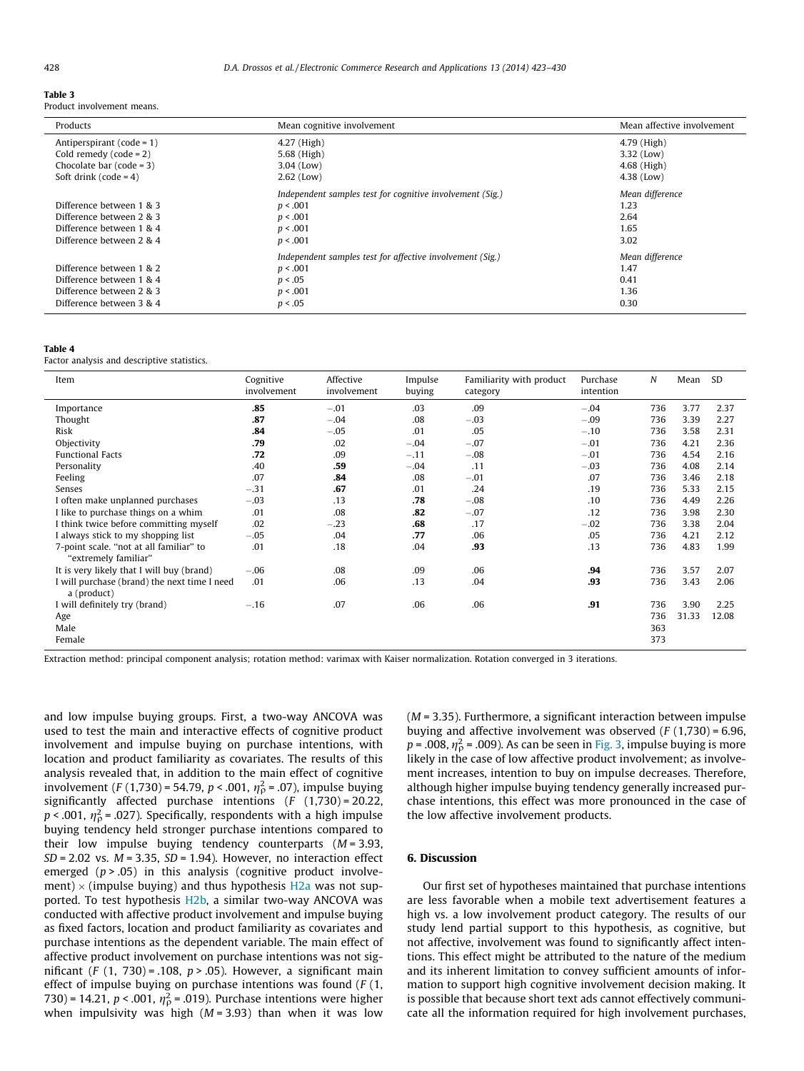**Table 3**
Product involvement means.

| Products | Mean cognitive involvement | Mean affective involvement |
|---|---|---|
| Antiperspirant (code = 1) | 4.27 (High) | 4.79 (High) |
| Cold remedy (code = 2) | 5.68 (High) | 3.32 (Low) |
| Chocolate bar (code = 3) | 3.04 (Low) | 4.68 (High) |
| Soft drink (code = 4) | 2.62 (Low) | 4.38 (Low) |
| | *Independent samples test for cognitive involvement (Sig.)* | *Mean difference* |
| Difference between 1 & 3 | $p < .001$ | 1.23 |
| Difference between 2 & 3 | $p < .001$ | 2.64 |
| Difference between 1 & 4 | $p < .001$ | 1.65 |
| Difference between 2 & 4 | $p < .001$ | 3.02 |
| | *Independent samples test for affective involvement (Sig.)* | *Mean difference* |
| Difference between 1 & 2 | $p < .001$ | 1.47 |
| Difference between 1 & 4 | $p < .05$ | 0.41 |
| Difference between 2 & 3 | $p < .001$ | 1.36 |
| Difference between 3 & 4 | $p < .05$ | 0.30 |

**Table 4**
Factor analysis and descriptive statistics.

| Item | Cognitive involvement | Affective involvement | Impulse buying | Familiarity with product category | Purchase intention | N | Mean | SD |
|---|---|---|---|---|---|---|---|---|
| Importance | **.85** | −.01 | .03 | .09 | −.04 | 736 | 3.77 | 2.37 |
| Thought | **.87** | −.04 | .08 | −.03 | −.09 | 736 | 3.39 | 2.27 |
| Risk | **.84** | −.05 | .01 | .05 | −.10 | 736 | 3.58 | 2.31 |
| Objectivity | **.79** | .02 | −.04 | −.07 | −.01 | 736 | 4.21 | 2.36 |
| Functional Facts | **.72** | .09 | −.11 | −.08 | −.01 | 736 | 4.54 | 2.16 |
| Personality | .40 | **.59** | −.04 | .11 | −.03 | 736 | 4.08 | 2.14 |
| Feeling | .07 | **.84** | .08 | −.01 | .07 | 736 | 3.46 | 2.18 |
| Senses | −.31 | **.67** | .01 | .24 | .19 | 736 | 5.33 | 2.15 |
| I often make unplanned purchases | −.03 | .13 | **.78** | −.08 | .10 | 736 | 4.49 | 2.26 |
| I like to purchase things on a whim | .01 | .08 | **.82** | −.07 | .12 | 736 | 3.98 | 2.30 |
| I think twice before committing myself | .02 | −.23 | **.68** | .17 | −.02 | 736 | 3.38 | 2.04 |
| I always stick to my shopping list | −.05 | .04 | **.77** | .06 | .05 | 736 | 4.21 | 2.12 |
| 7-point scale. "not at all familiar" to "extremely familiar" | .01 | .18 | .04 | **.93** | .13 | 736 | 4.83 | 1.99 |
| It is very likely that I will buy (brand) | −.06 | .08 | .09 | .06 | **.94** | 736 | 3.57 | 2.07 |
| I will purchase (brand) the next time I need a (product) | .01 | .06 | .13 | .04 | **.93** | 736 | 3.43 | 2.06 |
| I will definitely try (brand) | −.16 | .07 | .06 | .06 | **.91** | 736 | 3.90 | 2.25 |
| Age | | | | | | 736 | 31.33 | 12.08 |
| Male | | | | | | 363 | | |
| Female | | | | | | 373 | | |

Extraction method: principal component analysis; rotation method: varimax with Kaiser normalization. Rotation converged in 3 iterations.

and low impulse buying groups. First, a two-way ANCOVA was used to test the main and interactive effects of cognitive product involvement and impulse buying on purchase intentions, with location and product familiarity as covariates. The results of this analysis revealed that, in addition to the main effect of cognitive involvement ($F(1,730) = 54.79$, $p < .001$, $\eta^2_p = .07$), impulse buying significantly affected purchase intentions ($F(1,730) = 20.22$, $p < .001$, $\eta^2_p = .027$). Specifically, respondents with a high impulse buying tendency held stronger purchase intentions compared to their low impulse buying tendency counterparts ($M = 3.93$, $SD = 2.02$ vs. $M = 3.35$, $SD = 1.94$). However, no interaction effect emerged ($p > .05$) in this analysis (cognitive product involvement) × (impulse buying) and thus hypothesis H2a was not supported. To test hypothesis H2b, a similar two-way ANCOVA was conducted with affective product involvement and impulse buying as fixed factors, location and product familiarity as covariates and purchase intentions as the dependent variable. The main effect of affective product involvement on purchase intentions was not significant ($F(1, 730) = .108$, $p > .05$). However, a significant main effect of impulse buying on purchase intentions was found ($F(1, 730) = 14.21$, $p < .001$, $\eta^2_p = .019$). Purchase intentions were higher when impulsivity was high ($M = 3.93$) than when it was low ($M = 3.35$). Furthermore, a significant interaction between impulse buying and affective involvement was observed ($F(1,730) = 6.96$, $p = .008$, $\eta^2_p = .009$). As can be seen in Fig. 3, impulse buying is more likely in the case of low affective product involvement; as involvement increases, intention to buy on impulse decreases. Therefore, although higher impulse buying tendency generally increased purchase intentions, this effect was more pronounced in the case of the low affective involvement products.

## 6. Discussion

Our first set of hypotheses maintained that purchase intentions are less favorable when a mobile text advertisement features a high vs. a low involvement product category. The results of our study lend partial support to this hypothesis, as cognitive, but not affective, involvement was found to significantly affect intentions. This effect might be attributed to the nature of the medium and its inherent limitation to convey sufficient amounts of information to support high cognitive involvement decision making. It is possible that because short text ads cannot effectively communicate all the information required for high involvement purchases,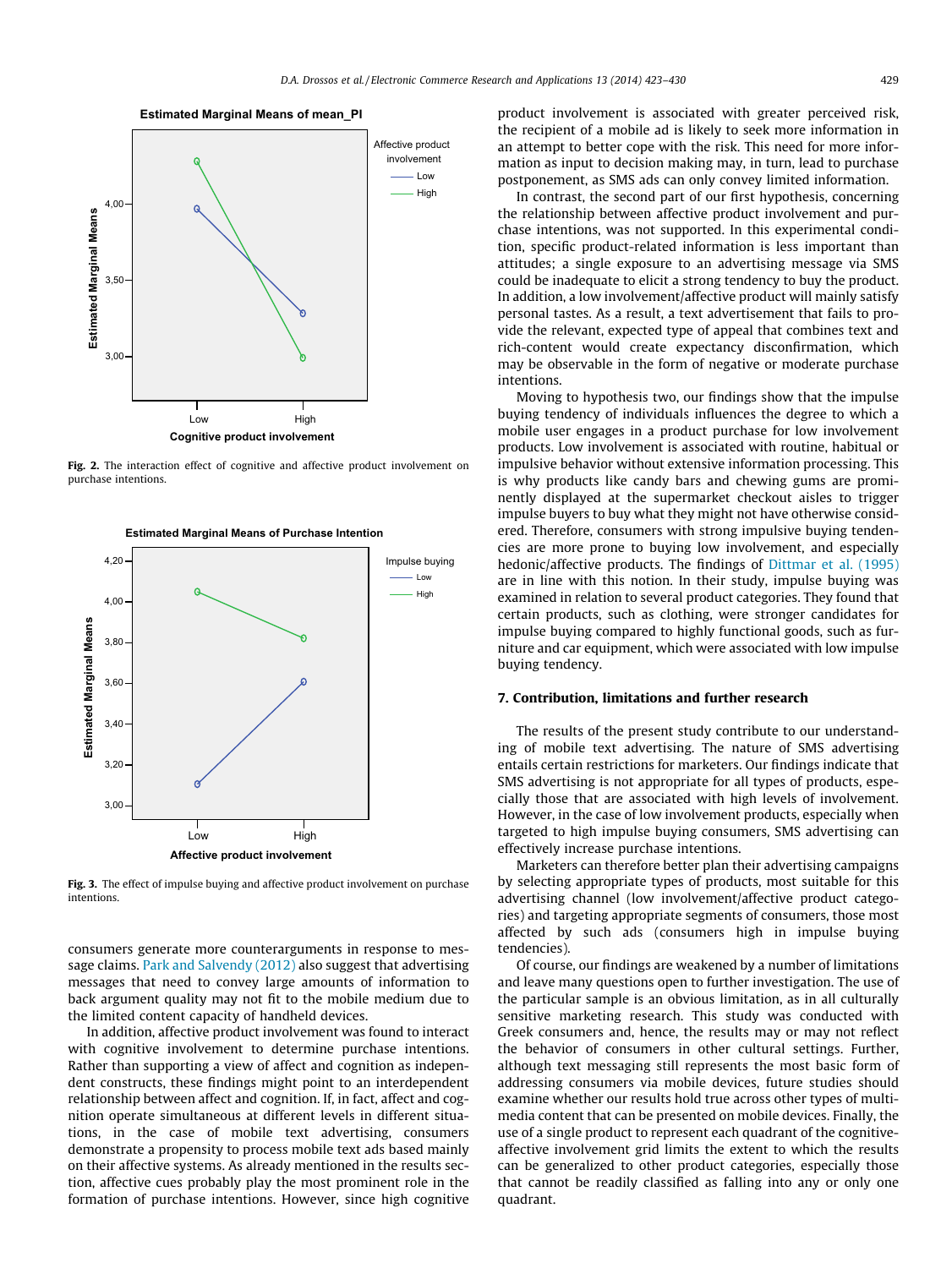Estimated Marginal Means of mean_PI

Affective product involvement

Low

High

Estimated Marginal Means

4,00

3,50

3,00

Low

High

Cognitive product involvement

**Fig. 2.** The interaction effect of cognitive and affective product involvement on purchase intentions.

Estimated Marginal Means of Purchase Intention

Impulse buying

Low

High

Estimated Marginal Means

4,20

4,00

3,80

3,60

3,40

3,20

3,00

Low

High

Affective product involvement

**Fig. 3.** The effect of impulse buying and affective product involvement on purchase intentions.

consumers generate more counterarguments in response to message claims. Park and Salvendy (2012) also suggest that advertising messages that need to convey large amounts of information to back argument quality may not fit to the mobile medium due to the limited content capacity of handheld devices.

In addition, affective product involvement was found to interact with cognitive involvement to determine purchase intentions. Rather than supporting a view of affect and cognition as independent constructs, these findings might point to an interdependent relationship between affect and cognition. If, in fact, affect and cognition operate simultaneous at different levels in different situations, in the case of mobile text advertising, consumers demonstrate a propensity to process mobile text ads based mainly on their affective systems. As already mentioned in the results section, affective cues probably play the most prominent role in the formation of purchase intentions. However, since high cognitive product involvement is associated with greater perceived risk, the recipient of a mobile ad is likely to seek more information in an attempt to better cope with the risk. This need for more information as input to decision making may, in turn, lead to purchase postponement, as SMS ads can only convey limited information.

In contrast, the second part of our first hypothesis, concerning the relationship between affective product involvement and purchase intentions, was not supported. In this experimental condition, specific product-related information is less important than attitudes; a single exposure to an advertising message via SMS could be inadequate to elicit a strong tendency to buy the product. In addition, a low involvement/affective product will mainly satisfy personal tastes. As a result, a text advertisement that fails to provide the relevant, expected type of appeal that combines text and rich-content would create expectancy disconfirmation, which may be observable in the form of negative or moderate purchase intentions.

Moving to hypothesis two, our findings show that the impulse buying tendency of individuals influences the degree to which a mobile user engages in a product purchase for low involvement products. Low involvement is associated with routine, habitual or impulsive behavior without extensive information processing. This is why products like candy bars and chewing gums are prominently displayed at the supermarket checkout aisles to trigger impulse buyers to buy what they might not have otherwise considered. Therefore, consumers with strong impulsive buying tendencies are more prone to buying low involvement, and especially hedonic/affective products. The findings of Dittmar et al. (1995) are in line with this notion. In their study, impulse buying was examined in relation to several product categories. They found that certain products, such as clothing, were stronger candidates for impulse buying compared to highly functional goods, such as furniture and car equipment, which were associated with low impulse buying tendency.

## 7. Contribution, limitations and further research

The results of the present study contribute to our understanding of mobile text advertising. The nature of SMS advertising entails certain restrictions for marketers. Our findings indicate that SMS advertising is not appropriate for all types of products, especially those that are associated with high levels of involvement. However, in the case of low involvement products, especially when targeted to high impulse buying consumers, SMS advertising can effectively increase purchase intentions.

Marketers can therefore better plan their advertising campaigns by selecting appropriate types of products, most suitable for this advertising channel (low involvement/affective product categories) and targeting appropriate segments of consumers, those most affected by such ads (consumers high in impulse buying tendencies).

Of course, our findings are weakened by a number of limitations and leave many questions open to further investigation. The use of the particular sample is an obvious limitation, as in all culturally sensitive marketing research. This study was conducted with Greek consumers and, hence, the results may or may not reflect the behavior of consumers in other cultural settings. Further, although text messaging still represents the most basic form of addressing consumers via mobile devices, future studies should examine whether our results hold true across other types of multimedia content that can be presented on mobile devices. Finally, the use of a single product to represent each quadrant of the cognitive-affective involvement grid limits the extent to which the results can be generalized to other product categories, especially those that cannot be readily classified as falling into any or only one quadrant.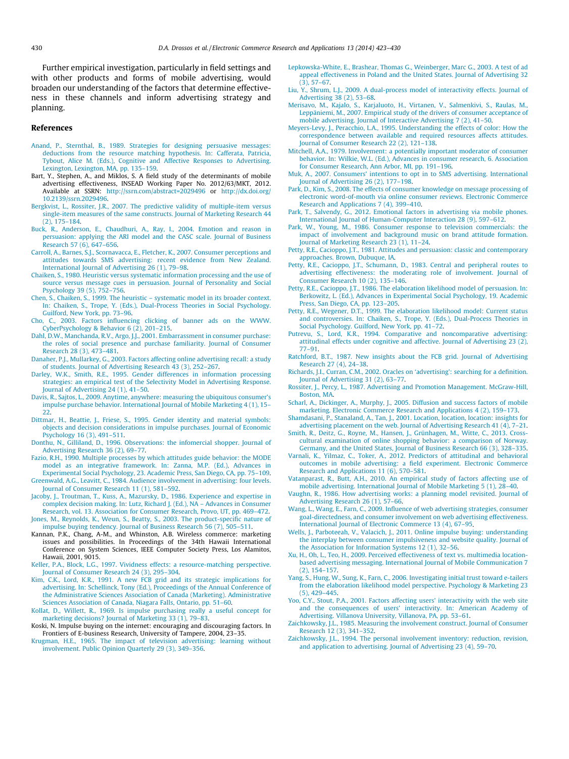Further empirical investigation, particularly in field settings and with other products and forms of mobile advertising, would broaden our understanding of the factors that determine effectiveness in these channels and inform advertising strategy and planning.

## References

Anand, P., Sternthal, B., 1989. Strategies for designing persuasive messages: deductions from the resource matching hypothesis. In: Cafferata, Patricia, Tybout, Alice M. (Eds.), Cognitive and Affective Responses to Advertising. Lexington, Lexington, MA, pp. 135–159.

Bart, Y., Stephen, A., and Miklos, S. A field study of the determinants of mobile advertising effectiveness, INSEAD Working Paper No. 2012/63/MKT, 2012. Available at SSRN: http://ssrn.com/abstract=2029496 or http://dx.doi.org/10.2139/ssrn.2029496.

Bergkvist, L., Rossiter, J.R., 2007. The predictive validity of multiple-item versus single-item measures of the same constructs. Journal of Marketing Research 44 (2), 175–184.

Buck, R., Anderson, E., Chaudhuri, A., Ray, I., 2004. Emotion and reason in persuasion: applying the ARI model and the CASC scale. Journal of Business Research 57 (6), 647–656.

Carroll, A., Barnes, S.J., Scornavacca, E., Fletcher, K., 2007. Consumer perceptions and attitudes towards SMS advertising: recent evidence from New Zealand. International Journal of Advertising 26 (1), 79–98.

Chaiken, S., 1980. Heuristic versus systematic information processing and the use of source versus message cues in persuasion. Journal of Personality and Social Psychology 39 (5), 752–756.

Chen, S., Chaiken, S., 1999. The heuristic – systematic model in its broader context. In: Chaiken, S., Trope, Y. (Eds.), Dual-Process Theories in Social Psychology. Guilford, New York, pp. 73–96.

Cho, C., 2003. Factors influencing clicking of banner ads on the WWW. CyberPsychology & Behavior 6 (2), 201–215.

Dahl, D.W., Manchanda, R.V., Argo, J.J., 2001. Embarrassment in consumer purchase: the roles of social presence and purchase familiarity. Journal of Consumer Research 28 (3), 473–481.

Danaher, P.J., Mullarkey, G., 2003. Factors affecting online advertising recall: a study of students. Journal of Advertising Research 43 (3), 252–267.

Darley, W.K., Smith, R.E., 1995. Gender differences in information processing strategies: an empirical test of the Selectivity Model in Advertising Response. Journal of Advertising 24 (1), 41–50.

Davis, R., Sajtos, L., 2009. Anytime, anywhere: measuring the ubiquitous consumer's impulse purchase behavior. International Journal of Mobile Marketing 4 (1), 15–22.

Dittmar, H., Beattie, J., Friese, S., 1995. Gender identity and material symbols: objects and decision considerations in impulse purchases. Journal of Economic Psychology 16 (3), 491–511.

Donthu, N., Gilliland, D., 1996. Observations: the infomercial shopper. Journal of Advertising Research 36 (2), 69–77.

Fazio, R.H., 1990. Multiple processes by which attitudes guide behavior: the MODE model as an integrative framework. In: Zanna, M.P. (Ed.), Advances in Experimental Social Psychology, 23. Academic Press, San Diego, CA, pp. 75–109.

Greenwald, A.G., Leavitt, C., 1984. Audience involvement in advertising: four levels. Journal of Consumer Research 11 (1), 581–592.

Jacoby, J., Troutman, T., Kuss, A., Mazursky, D., 1986. Experience and expertise in complex decision making. In: Lutz, Richard J. (Ed.), NA – Advances in Consumer Research, vol. 13. Association for Consumer Research, Provo, UT, pp. 469–472.

Jones, M., Reynolds, K., Weun, S., Beatty, S., 2003. The product-specific nature of impulse buying tendency. Journal of Business Research 56 (7), 505–511.

Kannan, P.K., Chang, A-M., and Whinston, A.B. Wireless commerce: marketing issues and possibilities. In Proceedings of the 34th Hawaii International Conference on System Sciences, IEEE Computer Society Press, Los Alamitos, Hawaii, 2001, 9015.

Keller, P.A., Block, L.G., 1997. Vividness effects: a resource-matching perspective. Journal of Consumer Research 24 (3), 295–304.

Kim, C.K., Lord, K.R., 1991. A new FCB grid and its strategic implications for advertising. In: Schellinck, Tony (Ed.), Proceedings of the Annual Conference of the Administrative Sciences Association of Canada (Marketing). Administrative Sciences Association of Canada, Niagara Falls, Ontario, pp. 51–60.

Kollat, D., Willett, R., 1969. Is impulse purchasing really a useful concept for marketing decisions? Journal of Marketing 33 (1), 79–83.

Koski, N. Impulse buying on the internet: encouraging and discouraging factors. In Frontiers of E-business Research, University of Tampere, 2004, 23–35.

Krugman, H.E., 1965. The impact of television advertising: learning without involvement. Public Opinion Quarterly 29 (3), 349–356.

Lepkowska-White, E., Brashear, Thomas G., Weinberger, Marc G., 2003. A test of ad appeal effectiveness in Poland and the United States. Journal of Advertising 32 (3), 57–67.

Liu, Y., Shrum, L.J., 2009. A dual-process model of interactivity effects. Journal of Advertising 38 (2), 53–68.

Merisavo, M., Kajalo, S., Karjaluoto, H., Virtanen, V., Salmenkivi, S., Raulas, M., Leppäniemi, M., 2007. Empirical study of the drivers of consumer acceptance of mobile advertising. Journal of Interactive Advertising 7 (2), 41–50.

Meyers-Levy, J., Peracchio, L.A., 1995. Understanding the effects of color: How the correspondence between available and required resources affects attitudes. Journal of Consumer Research 22 (2), 121–138.

Mitchell, A.A., 1979. Involvement: a potentially important moderator of consumer behavior. In: Wilkie, W.L. (Ed.), Advances in consumer research, 6. Association for Consumer Research, Ann Arbor, MI, pp. 191–196.

Muk, A., 2007. Consumers' intentions to opt in to SMS advertising. International Journal of Advertising 26 (2), 177–198.

Park, D., Kim, S., 2008. The effects of consumer knowledge on message processing of electronic word-of-mouth via online consumer reviews. Electronic Commerce Research and Applications 7 (4), 399–410.

Park, T., Salvendy, G., 2012. Emotional factors in advertising via mobile phones. International Journal of Human-Computer Interaction 28 (9), 597–612.

Park, W., Young, M., 1986. Consumer response to television commercials: the impact of involvement and background music on brand attitude formation. Journal of Marketing Research 23 (1), 11–24.

Petty, R.E., Cacioppo, J.T., 1981. Attitudes and persuasion: classic and contemporary approaches. Brown, Dubuque, IA.

Petty, R.E., Cacioppo, J.T., Schumann, D., 1983. Central and peripheral routes to advertising effectiveness: the moderating role of involvement. Journal of Consumer Research 10 (2), 135–146.

Petty, R.E., Cacioppo, J.T., 1986. The elaboration likelihood model of persuasion. In: Berkowitz, L. (Ed.), Advances in Experimental Social Psychology, 19. Academic Press, San Diego, CA, pp. 123–205.

Petty, R.E., Wegener, D.T., 1999. The elaboration likelihood model: Current status and controversies. In: Chaiken, S., Trope, Y. (Eds.), Dual-Process Theories in Social Psychology. Guilford, New York, pp. 41–72.

Putrevu, S., Lord, K.R., 1994. Comparative and noncomparative advertising: attitudinal effects under cognitive and affective. Journal of Advertising 23 (2), 77–91.

Ratchford, B.T., 1987. New insights about the FCB grid. Journal of Advertising Research 27 (4), 24–38.

Richards, J.I., Curran, C.M., 2002. Oracles on 'advertising': searching for a definition. Journal of Advertising 31 (2), 63–77.

Rossiter, J., Percy, L., 1987. Advertising and Promotion Management. McGraw-Hill, Boston, MA.

Scharl, A., Dickinger, A., Murphy, J., 2005. Diffusion and success factors of mobile marketing. Electronic Commerce Research and Applications 4 (2), 159–173.

Shamdasani, P., Stanaland, A., Tan, J., 2001. Location, location, location: insights for advertising placement on the web. Journal of Advertising Research 41 (4), 7–21.

Smith, R., Deitz, G., Royne, M., Hansen, J., Grünhagen, M., Witte, C., 2013. Cross-cultural examination of online shopping behavior: a comparison of Norway, Germany, and the United States, Journal of Business Research 66 (3), 328–335.

Varnali, K., Yilmaz, C., Toker, A., 2012. Predictors of attitudinal and behavioral outcomes in mobile advertising: a field experiment. Electronic Commerce Research and Applications 11 (6), 570–581.

Vatanparast, R., Butt, A.H., 2010. An empirical study of factors affecting use of mobile advertising. International Journal of Mobile Marketing 5 (1), 28–40.

Vaughn, R., 1986. How advertising works: a planning model revisited. Journal of Advertising Research 26 (1), 57–66.

Wang, L., Wang, E., Farn, C., 2009. Influence of web advertising strategies, consumer goal-directedness, and consumer involvement on web advertising effectiveness. International Journal of Electronic Commerce 13 (4), 67–95.

Wells, J., Parboteeah, V., Valacich, J., 2011. Online impulse buying: understanding the interplay between consumer impulsiveness and website quality. Journal of the Association for Information Systems 12 (1), 32–56.

Xu, H., Oh, L., Teo, H., 2009. Perceived effectiveness of text vs. multimedia location-based advertising messaging. International Journal of Mobile Communication 7 (2), 154–157.

Yang, S., Hung, W., Sung, K., Farn, C., 2006. Investigating initial trust toward e-tailers from the elaboration likelihood model perspective. Psychology & Marketing 23 (5), 429–445.

Yoo, C.Y., Stout, P.A., 2001. Factors affecting users' interactivity with the web site and the consequences of users' interactivity. In: American Academy of Advertising. Villanova University, Villanova, PA, pp. 53–61.

Zaichkowsky, J.L., 1985. Measuring the involvement construct. Journal of Consumer Research 12 (3), 341–352.

Zaichkowsky, J.L., 1994. The personal involvement inventory: reduction, revision, and application to advertising. Journal of Advertising 23 (4), 59–70.